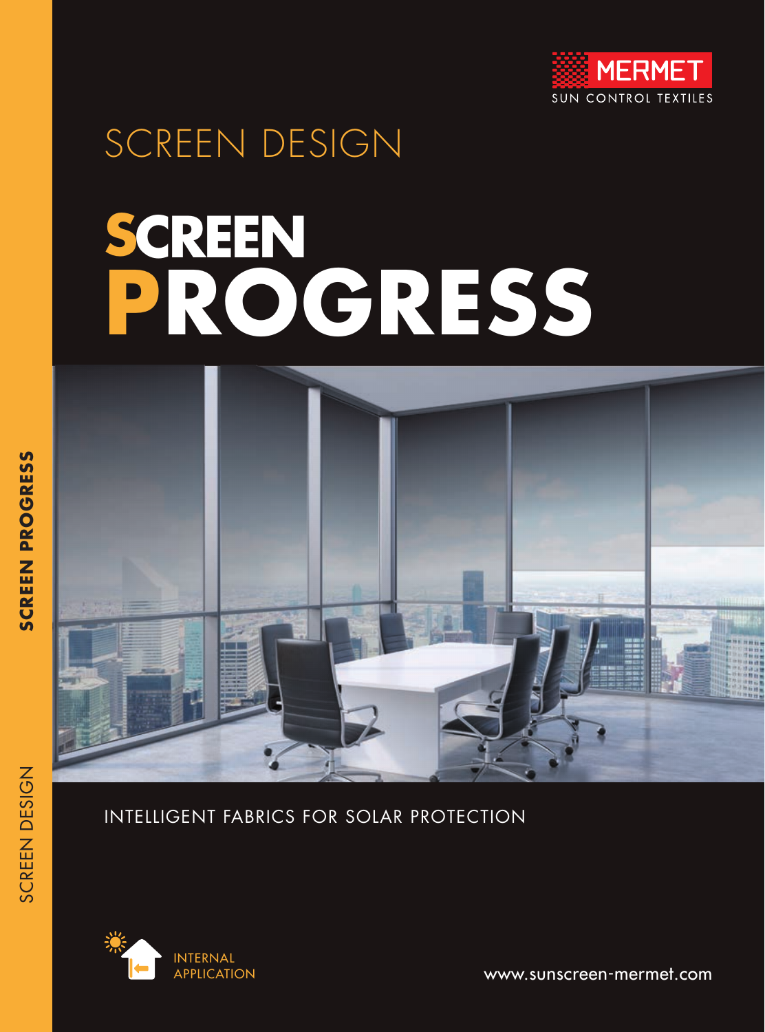MERMET
SUN CONTROL TEXTILES

SCREEN DESIGN

# SCREEN PROGRESS

INTELLIGENT FABRICS FOR SOLAR PROTECTION

INTERNAL APPLICATION

www.sunscreen-mermet.com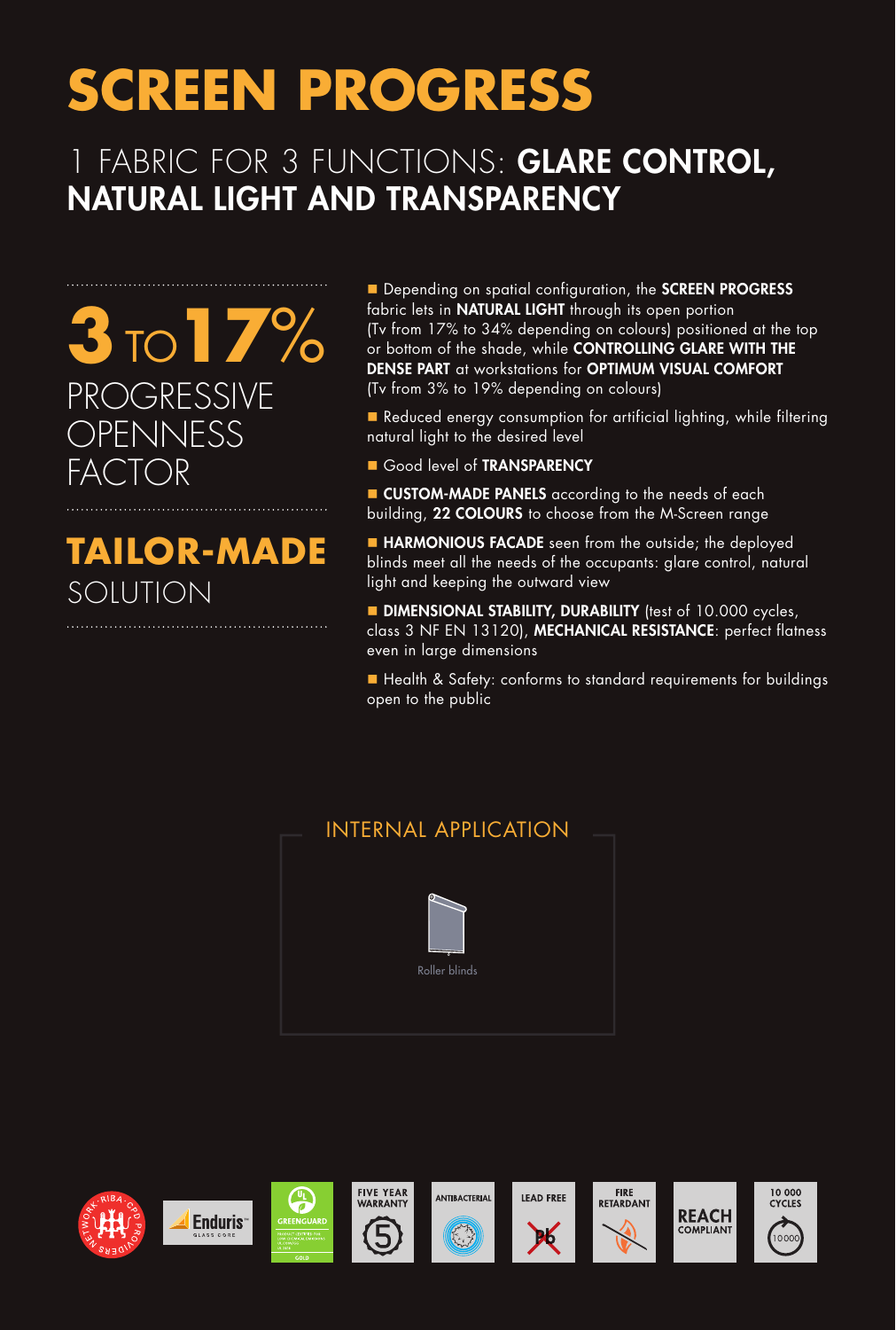# SCREEN PROGRESS

## 1 FABRIC FOR 3 FUNCTIONS: **GLARE CONTROL, NATURAL LIGHT AND TRANSPARENCY**

**3** TO **17%**
PROGRESSIVE OPENNESS FACTOR

**TAILOR-MADE**
SOLUTION

- Depending on spatial configuration, the **SCREEN PROGRESS** fabric lets in **NATURAL LIGHT** through its open portion (Tv from 17% to 34% depending on colours) positioned at the top or bottom of the shade, while **CONTROLLING GLARE WITH THE DENSE PART** at workstations for **OPTIMUM VISUAL COMFORT** (Tv from 3% to 19% depending on colours)
- Reduced energy consumption for artificial lighting, while filtering natural light to the desired level
- Good level of **TRANSPARENCY**
- **CUSTOM-MADE PANELS** according to the needs of each building, **22 COLOURS** to choose from the M-Screen range
- **HARMONIOUS FACADE** seen from the outside; the deployed blinds meet all the needs of the occupants: glare control, natural light and keeping the outward view
- **DIMENSIONAL STABILITY, DURABILITY** (test of 10.000 cycles, class 3 NF EN 13120), **MECHANICAL RESISTANCE**: perfect flatness even in large dimensions
- Health & Safety: conforms to standard requirements for buildings open to the public

### INTERNAL APPLICATION

Roller blinds

RIBA CPD Providers Network · Enduris Glass Core · Greenguard Gold · Five Year Warranty · Antibacterial · Lead Free · Fire Retardant · REACH Compliant · 10 000 Cycles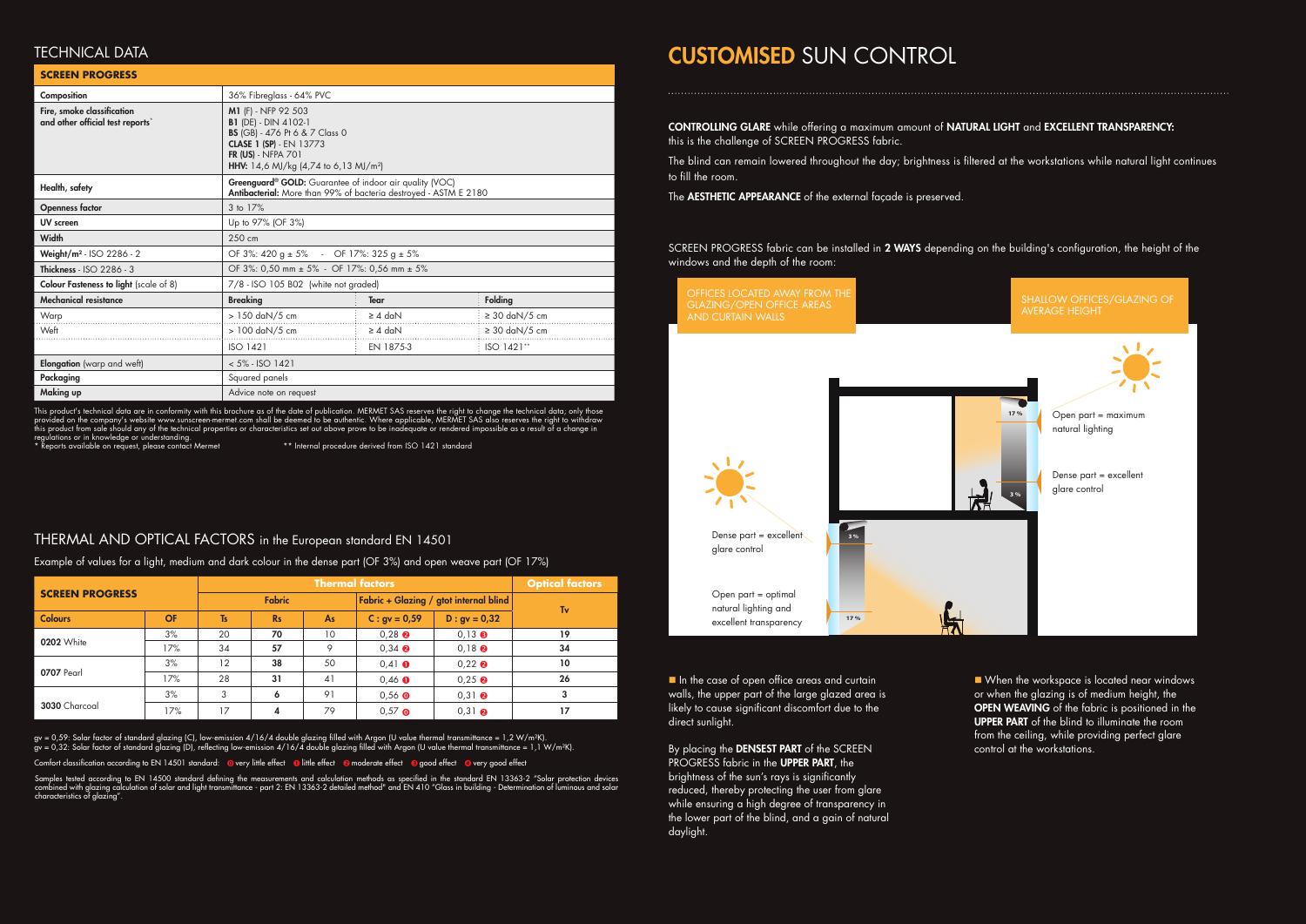## TECHNICAL DATA

| SCREEN PROGRESS | | | |
|---|---|---|---|
| Composition | 36% Fibreglass - 64% PVC | | |
| Fire, smoke classification and other official test reports* | **M1** (F) - NFP 92 503<br>**B1** (DE) - DIN 4102-1<br>**BS** (GB) - 476 Pt 6 & 7 Class 0<br>**CLASE 1 (SP)** - EN 13773<br>**FR (US)** - NFPA 701<br>**HHV:** 14,6 MJ/kg (4,74 to 6,13 MJ/m²) | | |
| Health, safety | **Greenguard® GOLD:** Guarantee of indoor air quality (VOC)<br>**Antibacterial:** More than 99% of bacteria destroyed - ASTM E 2180 | | |
| Openness factor | 3 to 17% | | |
| UV screen | Up to 97% (OF 3%) | | |
| Width | 250 cm | | |
| Weight/m² - ISO 2286 - 2 | OF 3%: 420 g ± 5% - OF 17%: 325 g ± 5% | | |
| Thickness - ISO 2286 - 3 | OF 3%: 0,50 mm ± 5% - OF 17%: 0,56 mm ± 5% | | |
| Colour Fasteness to light (scale of 8) | 7/8 - ISO 105 B02 (white not graded) | | |
| Mechanical resistance | Breaking | Tear | Folding |
| Warp | > 150 daN/5 cm | ≥ 4 daN | ≥ 30 daN/5 cm |
| Weft | > 100 daN/5 cm | ≥ 4 daN | ≥ 30 daN/5 cm |
| | ISO 1421 | EN 1875-3 | ISO 1421** |
| Elongation (warp and weft) | < 5% - ISO 1421 | | |
| Packaging | Squared panels | | |
| Making up | Advice note on request | | |

This product's technical data are in conformity with this brochure as of the date of publication. MERMET SAS reserves the right to change the technical data; only those provided on the company's website www.sunscreen-mermet.com shall be deemed to be authentic. Where applicable, MERMET SAS also reserves the right to withdraw this product from sale should any of the technical properties or characteristics set out above prove to be inadequate or rendered impossible as a result of a change in regulations or in knowledge or understanding.
\* Reports available on request, please contact Mermet ** Internal procedure derived from ISO 1421 standard

## THERMAL AND OPTICAL FACTORS in the European standard EN 14501

Example of values for a light, medium and dark colour in the dense part (OF 3%) and open weave part (OF 17%)

| SCREEN PROGRESS | | Thermal factors | | | | | Optical factors |
|---|---|---|---|---|---|---|---|
| | | Fabric | | | Fabric + Glazing / gtot internal blind | | Tv |
| Colours | OF | Ts | Rs | As | C : gv = 0,59 | D : gv = 0,32 | |
| 0202 White | 3% | 20 | **70** | 10 | 0,28 ❷ | 0,13 ❸ | **19** |
| | 17% | 34 | **57** | 9 | 0,34 ❷ | 0,18 ❷ | **34** |
| 0707 Pearl | 3% | 12 | **38** | 50 | 0,41 ❶ | 0,22 ❷ | **10** |
| | 17% | 28 | **31** | 41 | 0,46 ❶ | 0,25 ❷ | **26** |
| 3030 Charcoal | 3% | 3 | **6** | 91 | 0,56 ⓪ | 0,31 ❷ | **3** |
| | 17% | 17 | **4** | 79 | 0,57 ⓪ | 0,31 ❷ | **17** |

gv = 0,59: Solar factor of standard glazing (C), low-emission 4/16/4 double glazing filled with Argon (U value thermal transmittance = 1,2 W/m²K).
gv = 0,32: Solar factor of standard glazing (D), reflecting low-emission 4/16/4 double glazing filled with Argon (U value thermal transmittance = 1,1 W/m²K).

Comfort classification according to EN 14501 standard: ⓪ very little effect ❶ little effect ❷ moderate effect ❸ good effect ❹ very good effect

Samples tested according to EN 14500 standard defining the measurements and calculation methods as specified in the standard EN 13363-2 "Solar protection devices combined with glazing calculation of solar and light transmittance - part 2: EN 13363-2 detailed method" and EN 410 "Glass in building - Determination of luminous and solar characteristics of glazing".

# CUSTOMISED SUN CONTROL

**CONTROLLING GLARE** while offering a maximum amount of **NATURAL LIGHT** and **EXCELLENT TRANSPARENCY:** this is the challenge of SCREEN PROGRESS fabric.

The blind can remain lowered throughout the day; brightness is filtered at the workstations while natural light continues to fill the room.

The **AESTHETIC APPEARANCE** of the external façade is preserved.

SCREEN PROGRESS fabric can be installed in **2 WAYS** depending on the building's configuration, the height of the windows and the depth of the room:

OFFICES LOCATED AWAY FROM THE GLAZING/OPEN OFFICE AREAS AND CURTAIN WALLS

SHALLOW OFFICES/GLAZING OF AVERAGE HEIGHT

Open part = maximum natural lighting

Dense part = excellent glare control

Dense part = excellent glare control

Open part = optimal natural lighting and excellent transparency

- In the case of open office areas and curtain walls, the upper part of the large glazed area is likely to cause significant discomfort due to the direct sunlight.

By placing the **DENSEST PART** of the SCREEN PROGRESS fabric in the **UPPER PART**, the brightness of the sun's rays is significantly reduced, thereby protecting the user from glare while ensuring a high degree of transparency in the lower part of the blind, and a gain of natural daylight.

- When the workspace is located near windows or when the glazing is of medium height, the **OPEN WEAVING** of the fabric is positioned in the **UPPER PART** of the blind to illuminate the room from the ceiling, while providing perfect glare control at the workstations.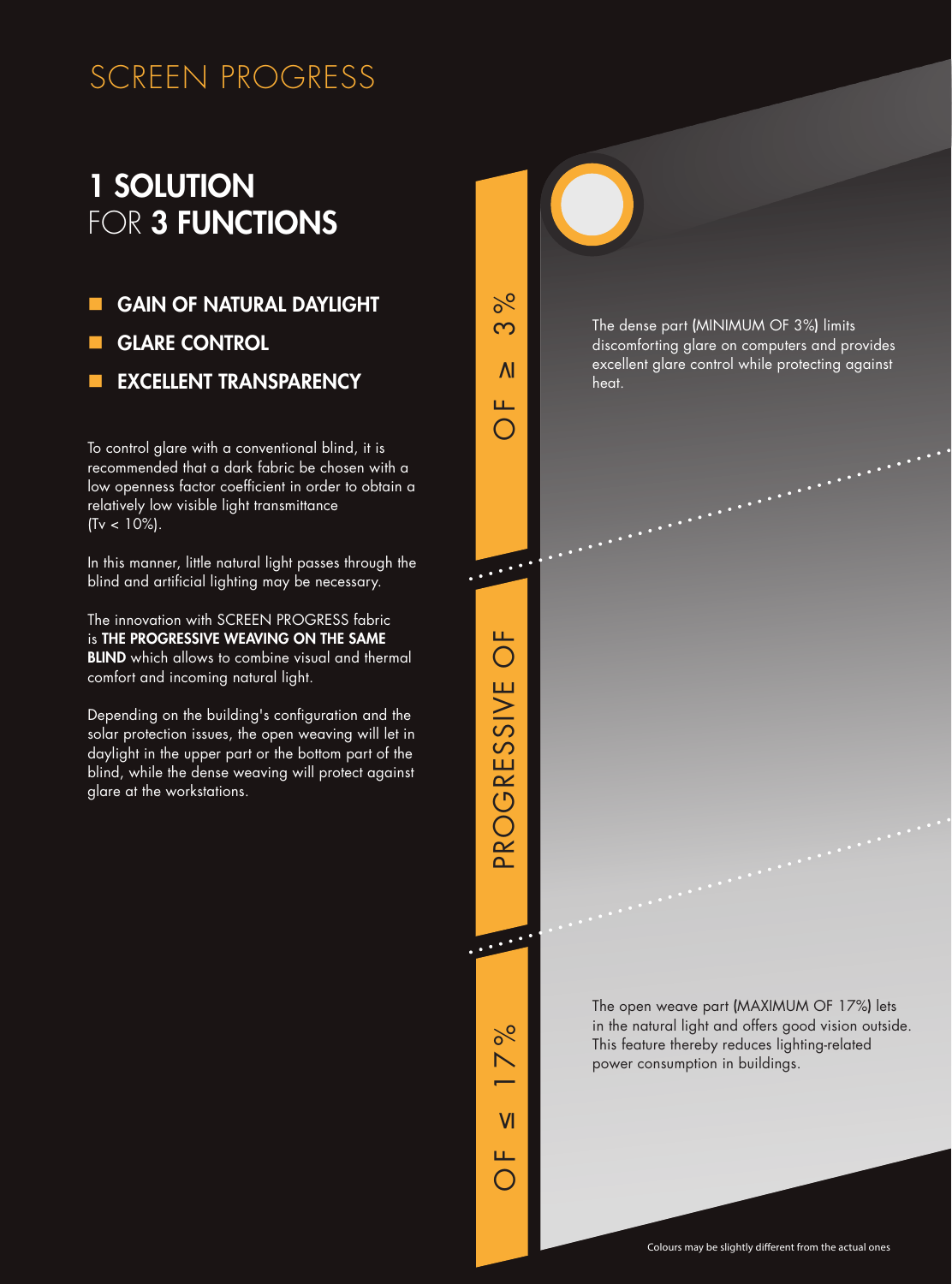# SCREEN PROGRESS

## 1 SOLUTION FOR 3 FUNCTIONS

- **GAIN OF NATURAL DAYLIGHT**
- **GLARE CONTROL**
- **EXCELLENT TRANSPARENCY**

To control glare with a conventional blind, it is recommended that a dark fabric be chosen with a low openness factor coefficient in order to obtain a relatively low visible light transmittance (Tv < 10%).

In this manner, little natural light passes through the blind and artificial lighting may be necessary.

The innovation with SCREEN PROGRESS fabric is **THE PROGRESSIVE WEAVING ON THE SAME BLIND** which allows to combine visual and thermal comfort and incoming natural light.

Depending on the building's configuration and the solar protection issues, the open weaving will let in daylight in the upper part or the bottom part of the blind, while the dense weaving will protect against glare at the workstations.

OF ≥ 3%

The dense part (MINIMUM OF 3%) limits discomforting glare on computers and provides excellent glare control while protecting against heat.

PROGRESSIVE OF

OF ≤ 17%

The open weave part (MAXIMUM OF 17%) lets in the natural light and offers good vision outside. This feature thereby reduces lighting-related power consumption in buildings.

Colours may be slightly different from the actual ones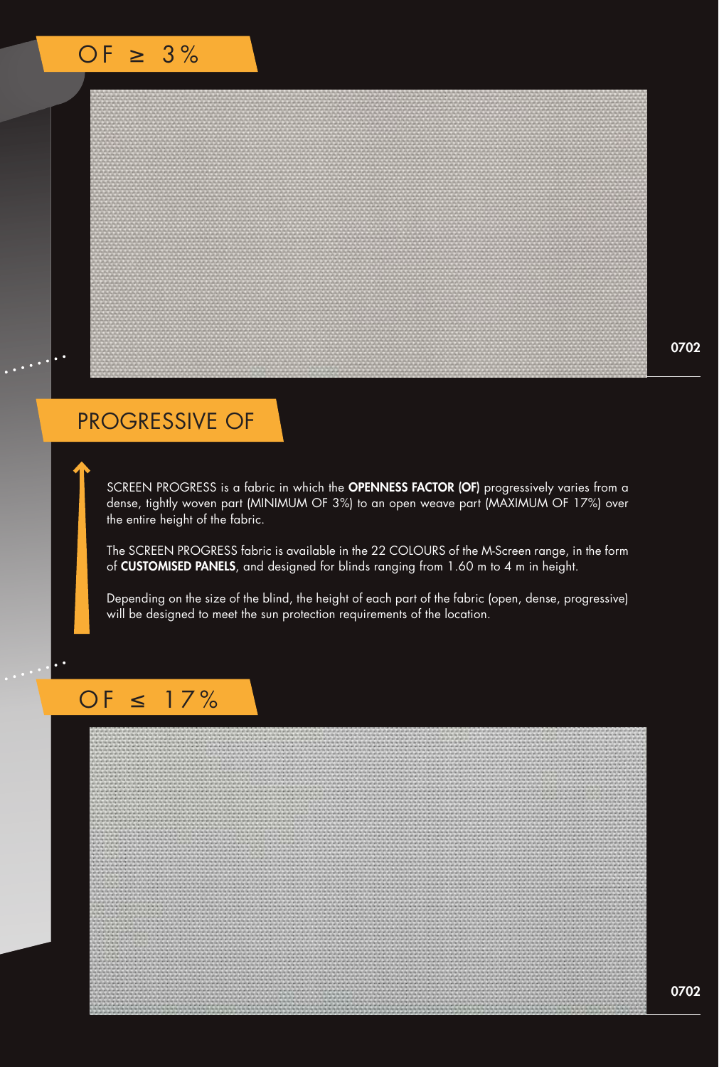## OF ≥ 3%

0702

## PROGRESSIVE OF

SCREEN PROGRESS is a fabric in which the **OPENNESS FACTOR (OF)** progressively varies from a dense, tightly woven part (MINIMUM OF 3%) to an open weave part (MAXIMUM OF 17%) over the entire height of the fabric.

The SCREEN PROGRESS fabric is available in the 22 COLOURS of the M-Screen range, in the form of **CUSTOMISED PANELS**, and designed for blinds ranging from 1.60 m to 4 m in height.

Depending on the size of the blind, the height of each part of the fabric (open, dense, progressive) will be designed to meet the sun protection requirements of the location.

## OF ≤ 17%

0702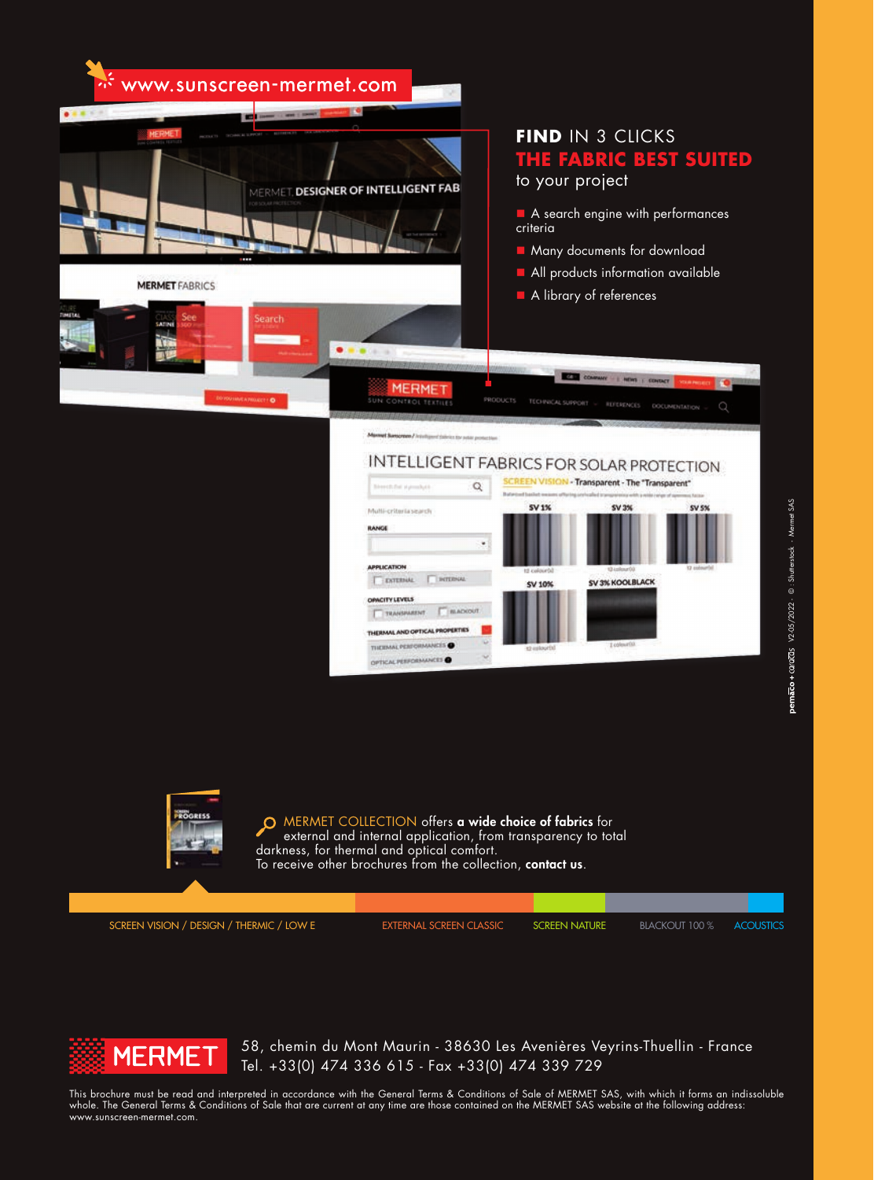www.sunscreen-mermet.com

## **FIND** IN 3 CLICKS **THE FABRIC BEST SUITED** to your project

- A search engine with performances criteria
- Many documents for download
- All products information available
- A library of references

MERMET COLLECTION offers **a wide choice of fabrics** for external and internal application, from transparency to total darkness, for thermal and optical comfort.
To receive other brochures from the collection, **contact us**.

SCREEN VISION / DESIGN / THERMIC / LOW E    EXTERNAL SCREEN CLASSIC    SCREEN NATURE    BLACKOUT 100 %    ACOUSTICS

MERMET

58, chemin du Mont Maurin - 38630 Les Avenières Veyrins-Thuellin - France
Tel. +33(0) 474 336 615 - Fax +33(0) 474 339 729

This brochure must be read and interpreted in accordance with the General Terms & Conditions of Sale of MERMET SAS, with which it forms an indissoluble whole. The General Terms & Conditions of Sale that are current at any time are those contained on the MERMET SAS website at the following address: www.sunscreen-mermet.com.

V2-05/2022 - © : Shutterstock - Mermet SAS